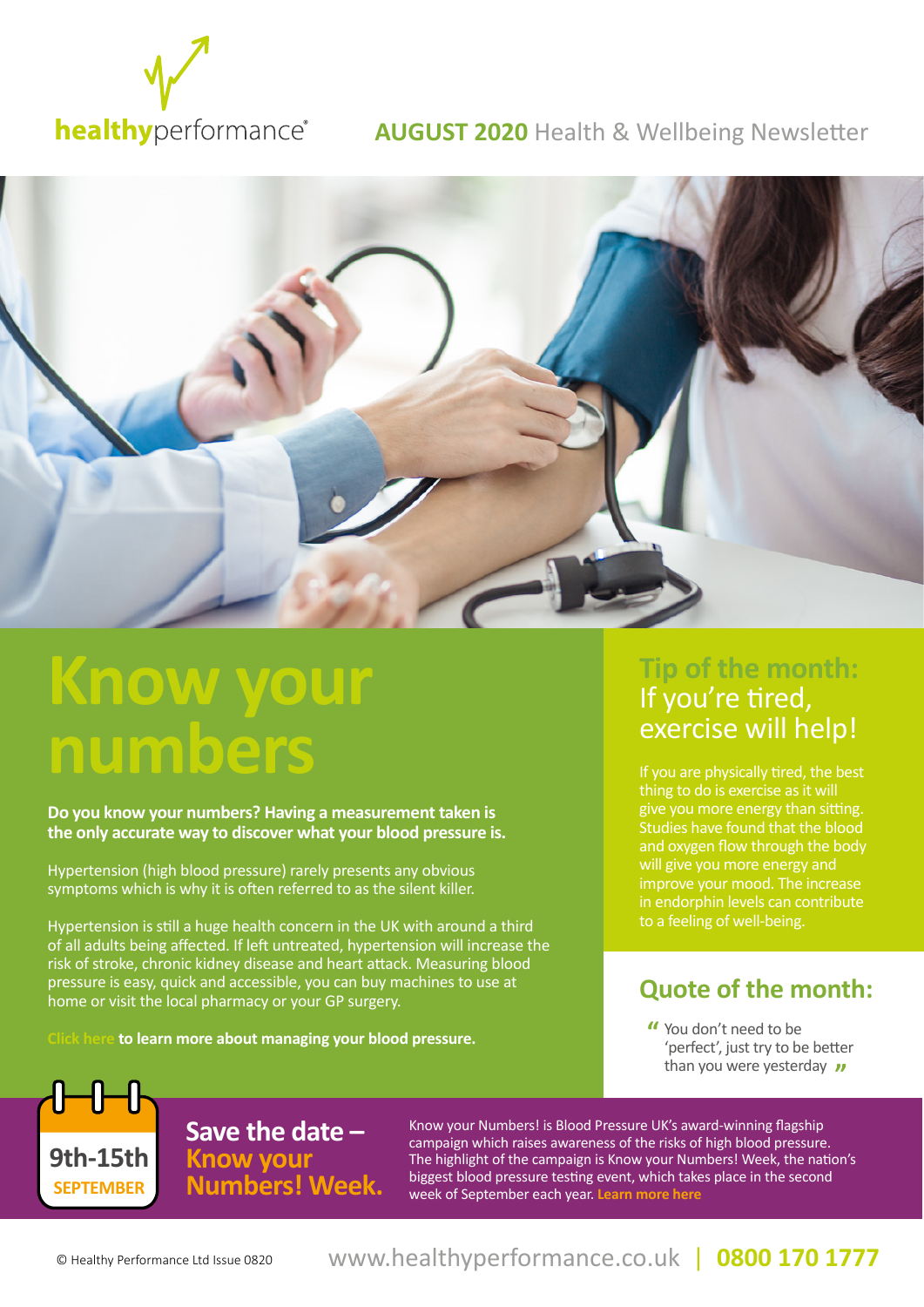healthyperformance®

**AUGUST 2020** Health & Wellbeing Newsletter

# Know your numbers

**Do you know your numbers? Having a measurement taken is the only accurate way to discover what your blood pressure is.**

Hypertension (high blood pressure) rarely presents any obvious symptoms which is why it is often referred to as the silent killer.

Hypertension is still a huge health concern in the UK with around a third of all adults being affected. If left untreated, hypertension will increase the risk of stroke, chronic kidney disease and heart attack. Measuring blood pressure is easy, quick and accessible, you can buy machines to use at home or visit the local pharmacy or your GP surgery.

**Click here to learn more about managing your blood pressure.**

## Tip of the month: If you're tired, exercise will help!

If you are physically tired, the best thing to do is exercise as it will give you more energy than sitting. Studies have found that the blood and oxygen flow through the body will give you more energy and improve your mood. The increase in endorphin levels can contribute to a feeling of well-being.

## Quote of the month:

"You don't need to be 'perfect', just try to be better than you were yesterday"

9th-15th SEPTEMBER

## Save the date – Know your Numbers! Week.

Know your Numbers! is Blood Pressure UK's award-winning flagship campaign which raises awareness of the risks of high blood pressure. The highlight of the campaign is Know your Numbers! Week, the nation's biggest blood pressure testing event, which takes place in the second week of September each year. **Learn more here**

© Healthy Performance Ltd Issue 0820 www.healthyperformance.co.uk | **0800 170 1777**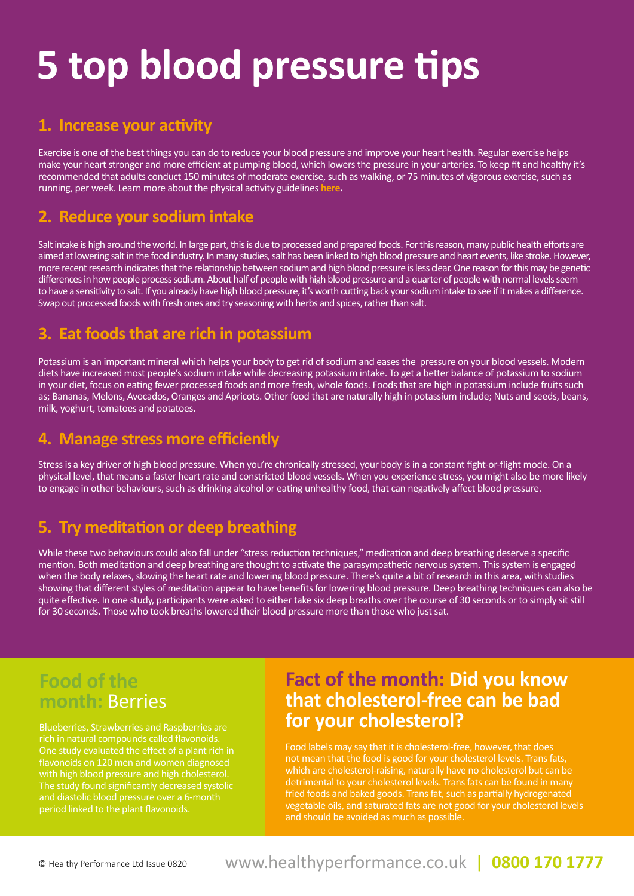# 5 top blood pressure tips

## 1. Increase your activity

Exercise is one of the best things you can do to reduce your blood pressure and improve your heart health. Regular exercise helps make your heart stronger and more efficient at pumping blood, which lowers the pressure in your arteries. To keep fit and healthy it's recommended that adults conduct 150 minutes of moderate exercise, such as walking, or 75 minutes of vigorous exercise, such as running, per week. Learn more about the physical activity guidelines **here.**

## 2. Reduce your sodium intake

Salt intake is high around the world. In large part, this is due to processed and prepared foods. For this reason, many public health efforts are aimed at lowering salt in the food industry. In many studies, salt has been linked to high blood pressure and heart events, like stroke. However, more recent research indicates that the relationship between sodium and high blood pressure is less clear. One reason for this may be genetic differences in how people process sodium. About half of people with high blood pressure and a quarter of people with normal levels seem to have a sensitivity to salt. If you already have high blood pressure, it's worth cutting back your sodium intake to see if it makes a difference. Swap out processed foods with fresh ones and try seasoning with herbs and spices, rather than salt.

## 3. Eat foods that are rich in potassium

Potassium is an important mineral which helps your body to get rid of sodium and eases the pressure on your blood vessels. Modern diets have increased most people's sodium intake while decreasing potassium intake. To get a better balance of potassium to sodium in your diet, focus on eating fewer processed foods and more fresh, whole foods. Foods that are high in potassium include fruits such as; Bananas, Melons, Avocados, Oranges and Apricots. Other food that are naturally high in potassium include; Nuts and seeds, beans, milk, yoghurt, tomatoes and potatoes.

## 4. Manage stress more efficiently

Stress is a key driver of high blood pressure. When you're chronically stressed, your body is in a constant fight-or-flight mode. On a physical level, that means a faster heart rate and constricted blood vessels. When you experience stress, you might also be more likely to engage in other behaviours, such as drinking alcohol or eating unhealthy food, that can negatively affect blood pressure.

## 5. Try meditation or deep breathing

While these two behaviours could also fall under "stress reduction techniques," meditation and deep breathing deserve a specific mention. Both meditation and deep breathing are thought to activate the parasympathetic nervous system. This system is engaged when the body relaxes, slowing the heart rate and lowering blood pressure. There's quite a bit of research in this area, with studies showing that different styles of meditation appear to have benefits for lowering blood pressure. Deep breathing techniques can also be quite effective. In one study, participants were asked to either take six deep breaths over the course of 30 seconds or to simply sit still for 30 seconds. Those who took breaths lowered their blood pressure more than those who just sat.

## Food of the month: Berries

Blueberries, Strawberries and Raspberries are rich in natural compounds called flavonoids. One study evaluated the effect of a plant rich in flavonoids on 120 men and women diagnosed with high blood pressure and high cholesterol. The study found significantly decreased systolic and diastolic blood pressure over a 6-month period linked to the plant flavonoids.

## Fact of the month: Did you know that cholesterol-free can be bad for your cholesterol?

Food labels may say that it is cholesterol-free, however, that does not mean that the food is good for your cholesterol levels. Trans fats, which are cholesterol-raising, naturally have no cholesterol but can be detrimental to your cholesterol levels. Trans fats can be found in many fried foods and baked goods. Trans fat, such as partially hydrogenated vegetable oils, and saturated fats are not good for your cholesterol levels and should be avoided as much as possible.

© Healthy Performance Ltd Issue 0820 www.healthyperformance.co.uk | **0800 170 1777**